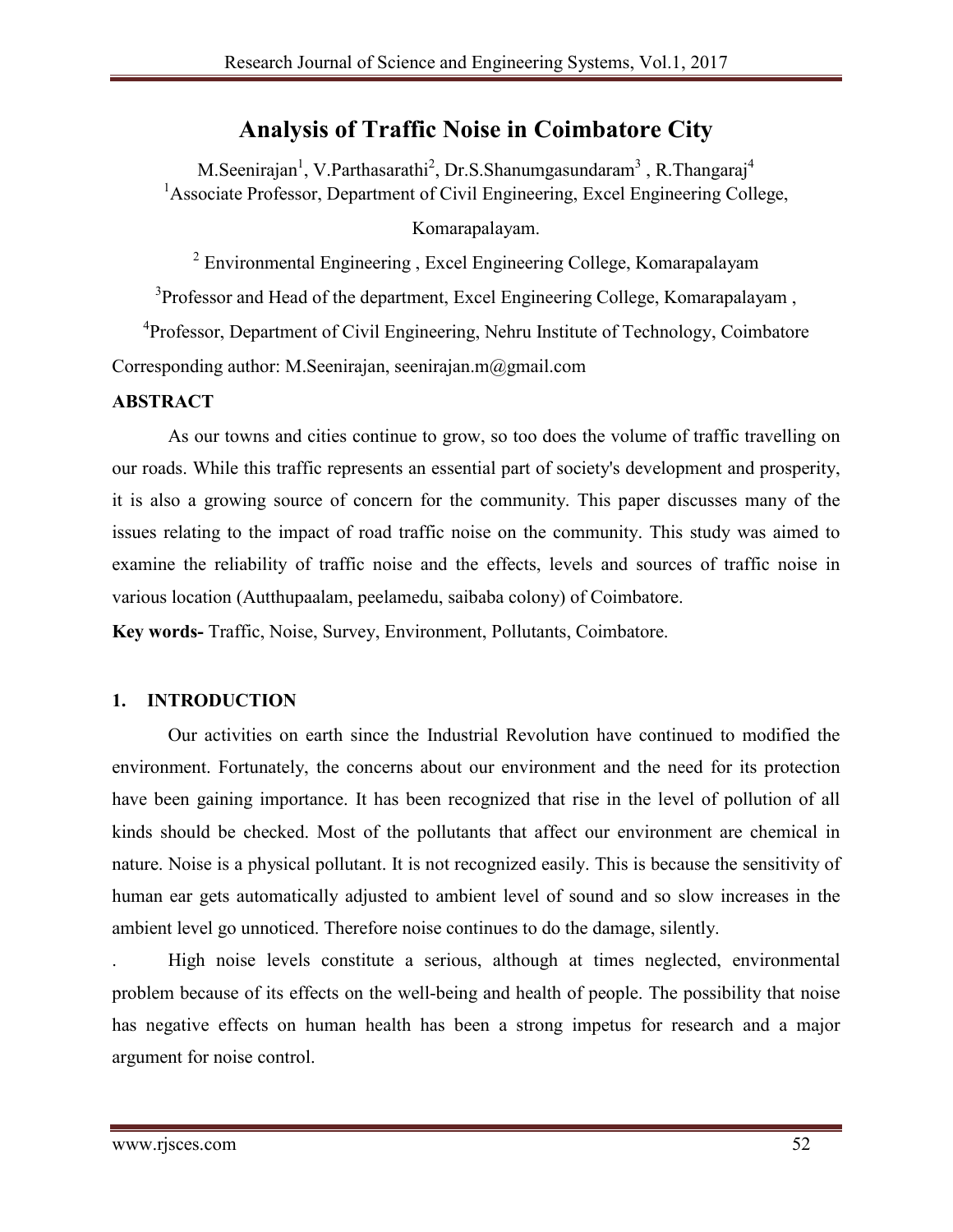# Analysis of Traffic Noise in Coimbatore City

M.Seenirajan[1], V.Parthasarathi[2], Dr.S.Shanumgasundaram[3] , R.Thangaraj[4]

[1]Associate Professor, Department of Civil Engineering, Excel Engineering College, Komarapalayam.

[2] Environmental Engineering , Excel Engineering College, Komarapalayam

[3]Professor and Head of the department, Excel Engineering College, Komarapalayam ,

[4]Professor, Department of Civil Engineering, Nehru Institute of Technology, Coimbatore

Corresponding author: M.Seenirajan, seenirajan.m@gmail.com

**ABSTRACT**

As our towns and cities continue to grow, so too does the volume of traffic travelling on our roads. While this traffic represents an essential part of society's development and prosperity, it is also a growing source of concern for the community. This paper discusses many of the issues relating to the impact of road traffic noise on the community. This study was aimed to examine the reliability of traffic noise and the effects, levels and sources of traffic noise in various location (Autthupaalam, peelamedu, saibaba colony) of Coimbatore.

**Key words-** Traffic, Noise, Survey, Environment, Pollutants, Coimbatore.

## 1. INTRODUCTION

Our activities on earth since the Industrial Revolution have continued to modified the environment. Fortunately, the concerns about our environment and the need for its protection have been gaining importance. It has been recognized that rise in the level of pollution of all kinds should be checked. Most of the pollutants that affect our environment are chemical in nature. Noise is a physical pollutant. It is not recognized easily. This is because the sensitivity of human ear gets automatically adjusted to ambient level of sound and so slow increases in the ambient level go unnoticed. Therefore noise continues to do the damage, silently.

. High noise levels constitute a serious, although at times neglected, environmental problem because of its effects on the well-being and health of people. The possibility that noise has negative effects on human health has been a strong impetus for research and a major argument for noise control.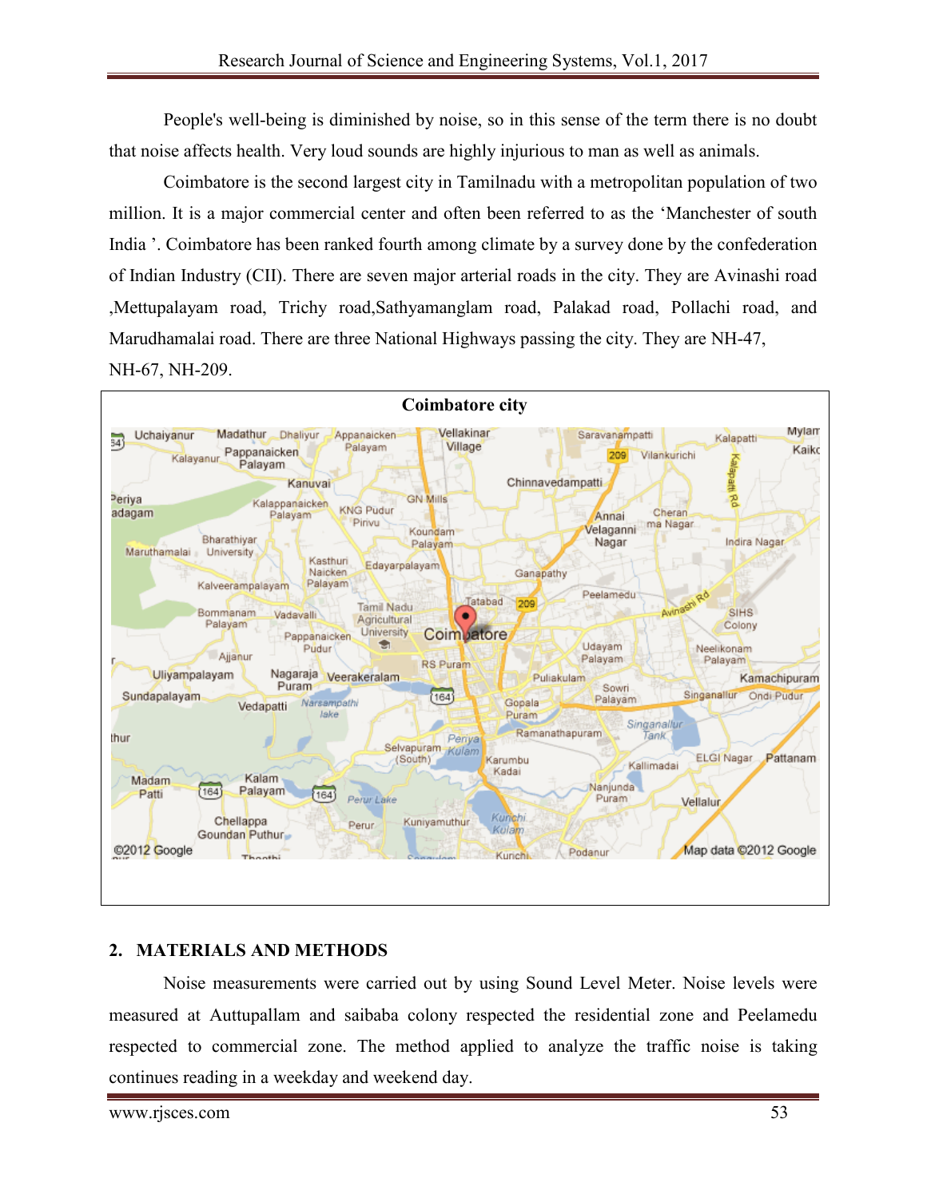People's well-being is diminished by noise, so in this sense of the term there is no doubt that noise affects health. Very loud sounds are highly injurious to man as well as animals.

Coimbatore is the second largest city in Tamilnadu with a metropolitan population of two million. It is a major commercial center and often been referred to as the 'Manchester of south India '. Coimbatore has been ranked fourth among climate by a survey done by the confederation of Indian Industry (CII). There are seven major arterial roads in the city. They are Avinashi road ,Mettupalayam road, Trichy road,Sathyamanglam road, Palakad road, Pollachi road, and Marudhamalai road. There are three National Highways passing the city. They are NH-47, NH-67, NH-209.

**Coimbatore city**

## 2. MATERIALS AND METHODS

Noise measurements were carried out by using Sound Level Meter. Noise levels were measured at Auttupallam and saibaba colony respected the residential zone and Peelamedu respected to commercial zone. The method applied to analyze the traffic noise is taking continues reading in a weekday and weekend day.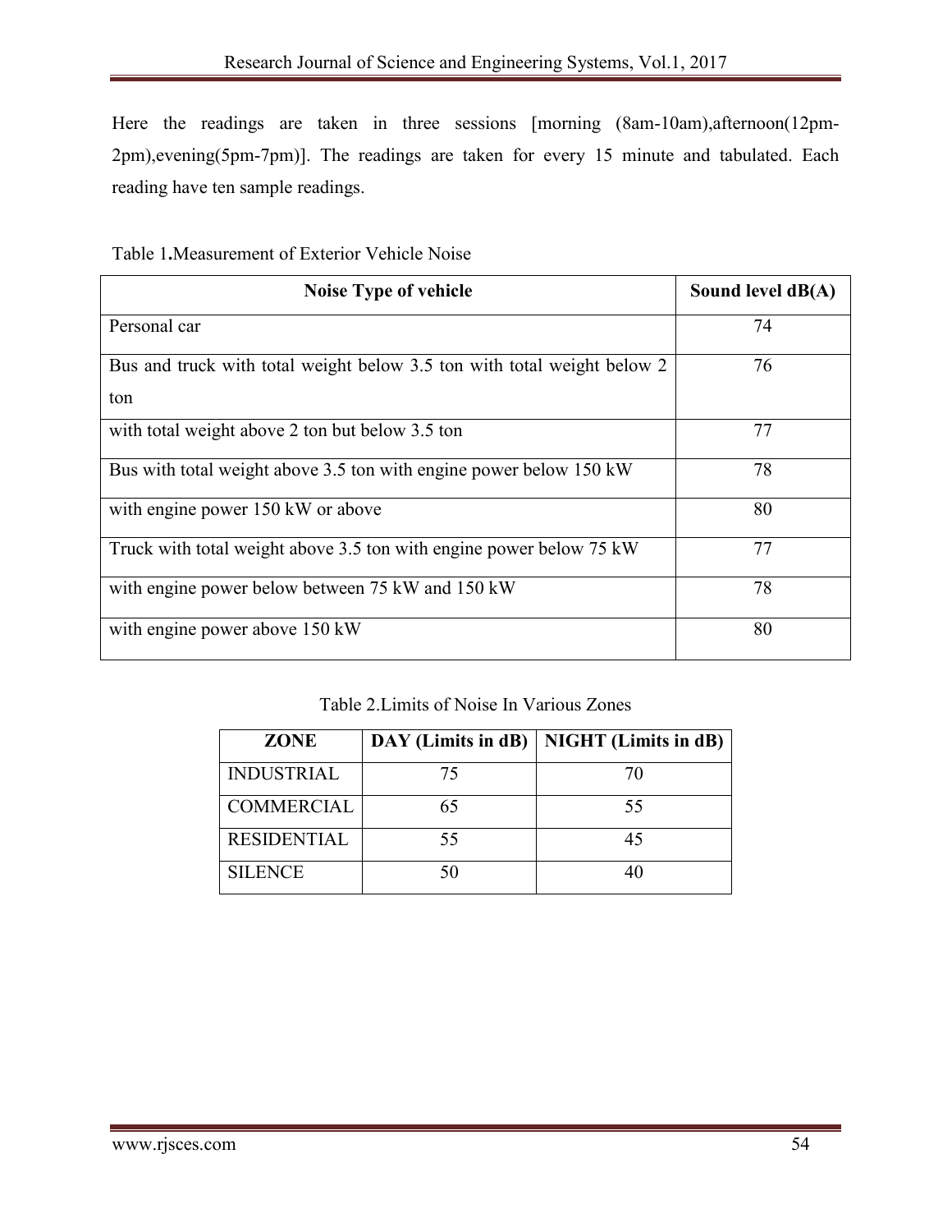Here the readings are taken in three sessions [morning (8am-10am),afternoon(12pm-2pm),evening(5pm-7pm)]. The readings are taken for every 15 minute and tabulated. Each reading have ten sample readings.

Table 1.Measurement of Exterior Vehicle Noise

| Noise Type of vehicle | Sound level dB(A) |
| --- | --- |
| Personal car | 74 |
| Bus and truck with total weight below 3.5 ton with total weight below 2 ton | 76 |
| with total weight above 2 ton but below 3.5 ton | 77 |
| Bus with total weight above 3.5 ton with engine power below 150 kW | 78 |
| with engine power 150 kW or above | 80 |
| Truck with total weight above 3.5 ton with engine power below 75 kW | 77 |
| with engine power below between 75 kW and 150 kW | 78 |
| with engine power above 150 kW | 80 |

Table 2.Limits of Noise In Various Zones

| ZONE | DAY (Limits in dB) | NIGHT (Limits in dB) |
| --- | --- | --- |
| INDUSTRIAL | 75 | 70 |
| COMMERCIAL | 65 | 55 |
| RESIDENTIAL | 55 | 45 |
| SILENCE | 50 | 40 |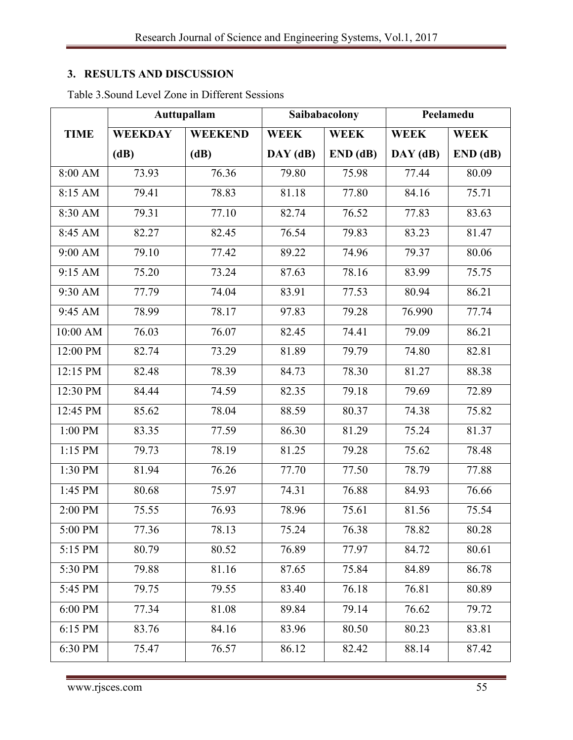## 3. RESULTS AND DISCUSSION

Table 3.Sound Level Zone in Different Sessions

| TIME | Auttupallam | | Saibabacolony | | Peelamedu | |
|---|---|---|---|---|---|---|
| | WEEKDAY (dB) | WEEKEND (dB) | WEEK DAY (dB) | WEEK END (dB) | WEEK DAY (dB) | WEEK END (dB) |
| 8:00 AM | 73.93 | 76.36 | 79.80 | 75.98 | 77.44 | 80.09 |
| 8:15 AM | 79.41 | 78.83 | 81.18 | 77.80 | 84.16 | 75.71 |
| 8:30 AM | 79.31 | 77.10 | 82.74 | 76.52 | 77.83 | 83.63 |
| 8:45 AM | 82.27 | 82.45 | 76.54 | 79.83 | 83.23 | 81.47 |
| 9:00 AM | 79.10 | 77.42 | 89.22 | 74.96 | 79.37 | 80.06 |
| 9:15 AM | 75.20 | 73.24 | 87.63 | 78.16 | 83.99 | 75.75 |
| 9:30 AM | 77.79 | 74.04 | 83.91 | 77.53 | 80.94 | 86.21 |
| 9:45 AM | 78.99 | 78.17 | 97.83 | 79.28 | 76.990 | 77.74 |
| 10:00 AM | 76.03 | 76.07 | 82.45 | 74.41 | 79.09 | 86.21 |
| 12:00 PM | 82.74 | 73.29 | 81.89 | 79.79 | 74.80 | 82.81 |
| 12:15 PM | 82.48 | 78.39 | 84.73 | 78.30 | 81.27 | 88.38 |
| 12:30 PM | 84.44 | 74.59 | 82.35 | 79.18 | 79.69 | 72.89 |
| 12:45 PM | 85.62 | 78.04 | 88.59 | 80.37 | 74.38 | 75.82 |
| 1:00 PM | 83.35 | 77.59 | 86.30 | 81.29 | 75.24 | 81.37 |
| 1:15 PM | 79.73 | 78.19 | 81.25 | 79.28 | 75.62 | 78.48 |
| 1:30 PM | 81.94 | 76.26 | 77.70 | 77.50 | 78.79 | 77.88 |
| 1:45 PM | 80.68 | 75.97 | 74.31 | 76.88 | 84.93 | 76.66 |
| 2:00 PM | 75.55 | 76.93 | 78.96 | 75.61 | 81.56 | 75.54 |
| 5:00 PM | 77.36 | 78.13 | 75.24 | 76.38 | 78.82 | 80.28 |
| 5:15 PM | 80.79 | 80.52 | 76.89 | 77.97 | 84.72 | 80.61 |
| 5:30 PM | 79.88 | 81.16 | 87.65 | 75.84 | 84.89 | 86.78 |
| 5:45 PM | 79.75 | 79.55 | 83.40 | 76.18 | 76.81 | 80.89 |
| 6:00 PM | 77.34 | 81.08 | 89.84 | 79.14 | 76.62 | 79.72 |
| 6:15 PM | 83.76 | 84.16 | 83.96 | 80.50 | 80.23 | 83.81 |
| 6:30 PM | 75.47 | 76.57 | 86.12 | 82.42 | 88.14 | 87.42 |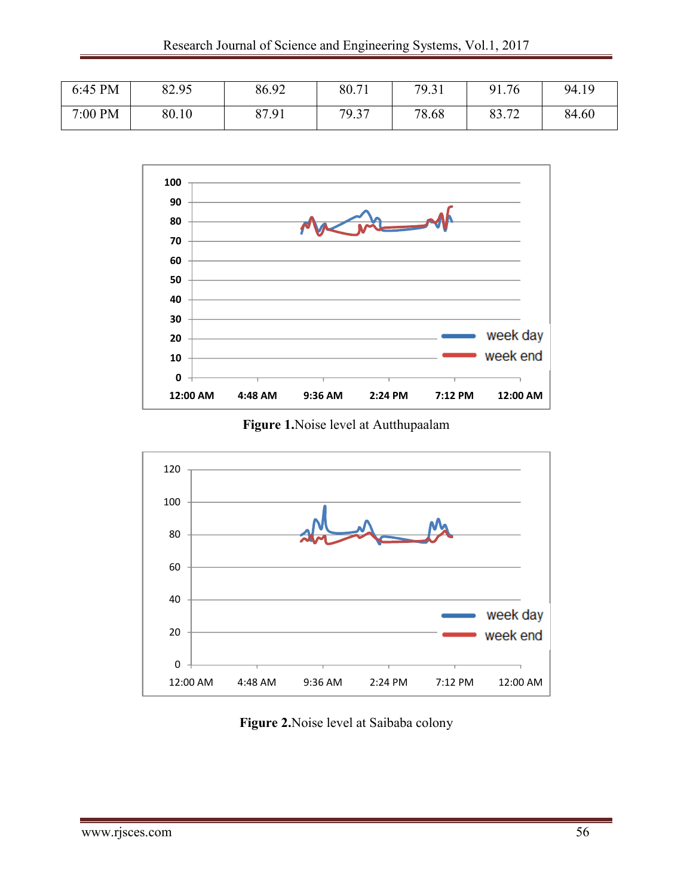| 6:45 PM | 82.95 | 86.92 | 80.71 | 79.31 | 91.76 | 94.19 |
|---|---|---|---|---|---|---|
| 7:00 PM | 80.10 | 87.91 | 79.37 | 78.68 | 83.72 | 84.60 |

**Figure 1.**Noise level at Autthupaalam

**Figure 2.**Noise level at Saibaba colony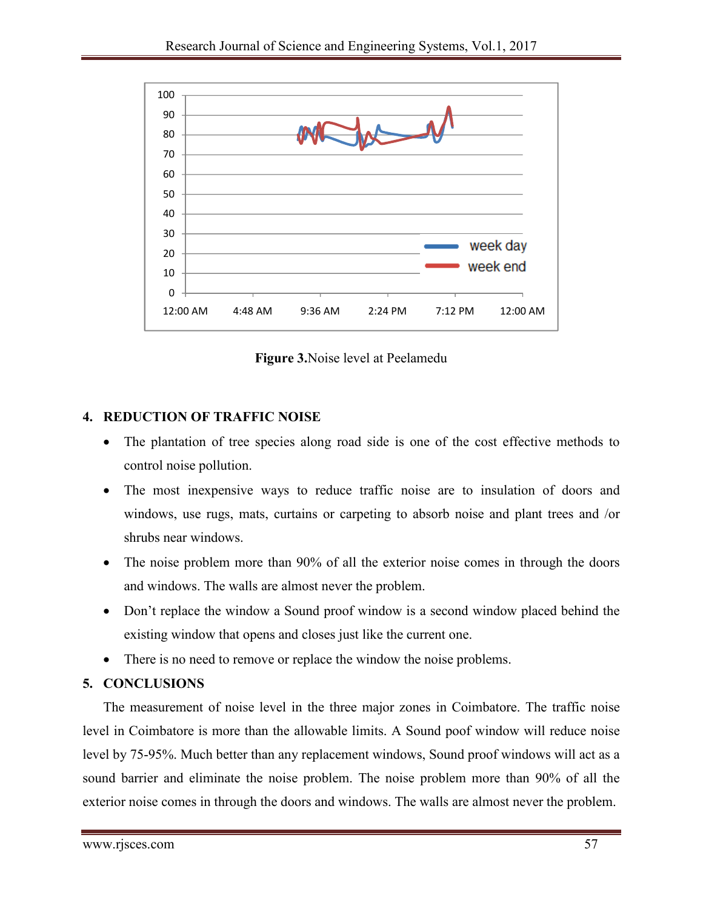**Figure 3.** Noise level at Peelamedu

## 4. REDUCTION OF TRAFFIC NOISE

- The plantation of tree species along road side is one of the cost effective methods to control noise pollution.
- The most inexpensive ways to reduce traffic noise are to insulation of doors and windows, use rugs, mats, curtains or carpeting to absorb noise and plant trees and /or shrubs near windows.
- The noise problem more than 90% of all the exterior noise comes in through the doors and windows. The walls are almost never the problem.
- Don't replace the window a Sound proof window is a second window placed behind the existing window that opens and closes just like the current one.
- There is no need to remove or replace the window the noise problems.

## 5. CONCLUSIONS

The measurement of noise level in the three major zones in Coimbatore. The traffic noise level in Coimbatore is more than the allowable limits. A Sound poof window will reduce noise level by 75-95%. Much better than any replacement windows, Sound proof windows will act as a sound barrier and eliminate the noise problem. The noise problem more than 90% of all the exterior noise comes in through the doors and windows. The walls are almost never the problem.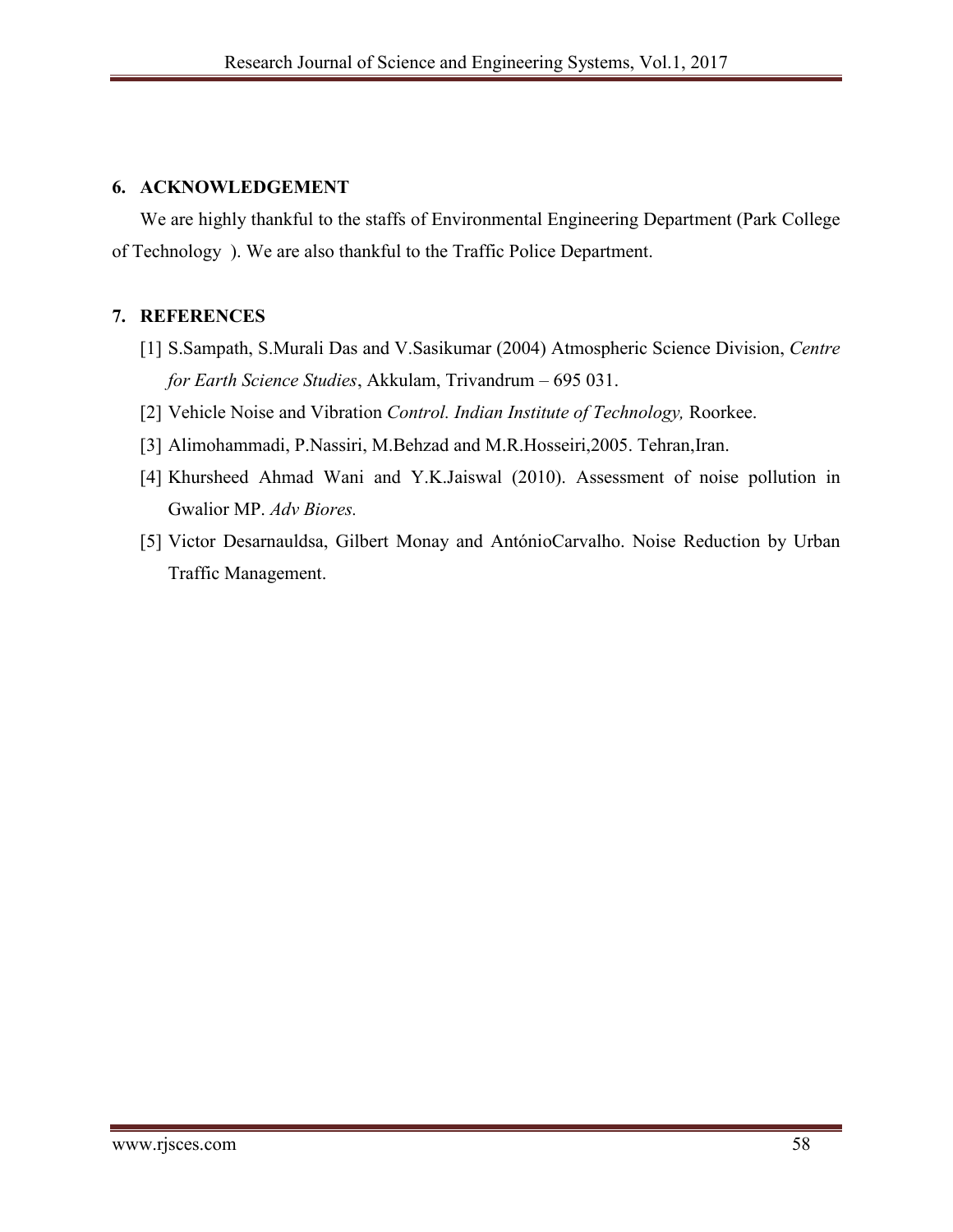## 6. ACKNOWLEDGEMENT

We are highly thankful to the staffs of Environmental Engineering Department (Park College of Technology ). We are also thankful to the Traffic Police Department.

## 7. REFERENCES

[1] S.Sampath, S.Murali Das and V.Sasikumar (2004) Atmospheric Science Division, *Centre for Earth Science Studies*, Akkulam, Trivandrum – 695 031.

[2] Vehicle Noise and Vibration *Control. Indian Institute of Technology,* Roorkee.

[3] Alimohammadi, P.Nassiri, M.Behzad and M.R.Hosseiri,2005. Tehran,Iran.

[4] Khursheed Ahmad Wani and Y.K.Jaiswal (2010). Assessment of noise pollution in Gwalior MP. *Adv Biores.*

[5] Victor Desarnauldsa, Gilbert Monay and AntónioCarvalho. Noise Reduction by Urban Traffic Management.